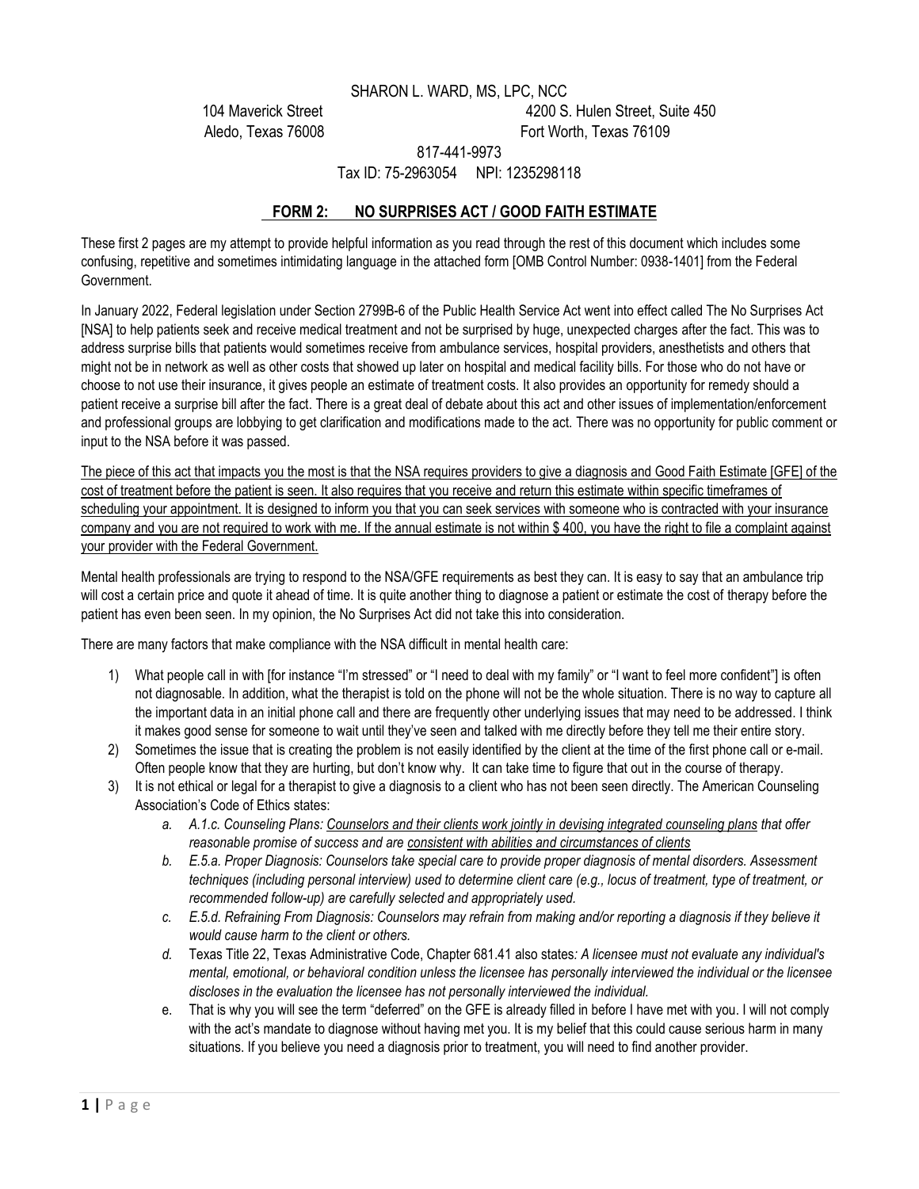SHARON L. WARD, MS, LPC, NCC

104 Maverick Street
Aledo, Texas 76008

4200 S. Hulen Street, Suite 450
Fort Worth, Texas 76109

817-441-9973

Tax ID: 75-2963054 NPI: 1235298118

## FORM 2: NO SURPRISES ACT / GOOD FAITH ESTIMATE

These first 2 pages are my attempt to provide helpful information as you read through the rest of this document which includes some confusing, repetitive and sometimes intimidating language in the attached form [OMB Control Number: 0938-1401] from the Federal Government.

In January 2022, Federal legislation under Section 2799B-6 of the Public Health Service Act went into effect called The No Surprises Act [NSA] to help patients seek and receive medical treatment and not be surprised by huge, unexpected charges after the fact. This was to address surprise bills that patients would sometimes receive from ambulance services, hospital providers, anesthetists and others that might not be in network as well as other costs that showed up later on hospital and medical facility bills. For those who do not have or choose to not use their insurance, it gives people an estimate of treatment costs. It also provides an opportunity for remedy should a patient receive a surprise bill after the fact. There is a great deal of debate about this act and other issues of implementation/enforcement and professional groups are lobbying to get clarification and modifications made to the act. There was no opportunity for public comment or input to the NSA before it was passed.

<u>The piece of this act that impacts you the most is that the NSA requires providers to give a diagnosis and Good Faith Estimate [GFE] of the cost of treatment before the patient is seen. It also requires that you receive and return this estimate within specific timeframes of scheduling your appointment. It is designed to inform you that you can seek services with someone who is contracted with your insurance company and you are not required to work with me. If the annual estimate is not within $ 400, you have the right to file a complaint against your provider with the Federal Government.</u>

Mental health professionals are trying to respond to the NSA/GFE requirements as best they can. It is easy to say that an ambulance trip will cost a certain price and quote it ahead of time. It is quite another thing to diagnose a patient or estimate the cost of therapy before the patient has even been seen. In my opinion, the No Surprises Act did not take this into consideration.

There are many factors that make compliance with the NSA difficult in mental health care:

1) What people call in with [for instance "I'm stressed" or "I need to deal with my family" or "I want to feel more confident"] is often not diagnosable. In addition, what the therapist is told on the phone will not be the whole situation. There is no way to capture all the important data in an initial phone call and there are frequently other underlying issues that may need to be addressed. I think it makes good sense for someone to wait until they've seen and talked with me directly before they tell me their entire story.
2) Sometimes the issue that is creating the problem is not easily identified by the client at the time of the first phone call or e-mail. Often people know that they are hurting, but don't know why. It can take time to figure that out in the course of therapy.
3) It is not ethical or legal for a therapist to give a diagnosis to a client who has not been seen directly. The American Counseling Association's Code of Ethics states:
   a. *A.1.c. Counseling Plans: <u>Counselors and their clients work jointly in devising integrated counseling plans</u> that offer reasonable promise of success and are <u>consistent with abilities and circumstances of clients</u>*
   b. *E.5.a. Proper Diagnosis: Counselors take special care to provide proper diagnosis of mental disorders. Assessment techniques (including personal interview) used to determine client care (e.g., locus of treatment, type of treatment, or recommended follow-up) are carefully selected and appropriately used.*
   c. *E.5.d. Refraining From Diagnosis: Counselors may refrain from making and/or reporting a diagnosis if they believe it would cause harm to the client or others.*
   d. Texas Title 22, Texas Administrative Code, Chapter 681.41 also states*: A licensee must not evaluate any individual's mental, emotional, or behavioral condition unless the licensee has personally interviewed the individual or the licensee discloses in the evaluation the licensee has not personally interviewed the individual.*
   e. That is why you will see the term "deferred" on the GFE is already filled in before I have met with you. I will not comply with the act's mandate to diagnose without having met you. It is my belief that this could cause serious harm in many situations. If you believe you need a diagnosis prior to treatment, you will need to find another provider.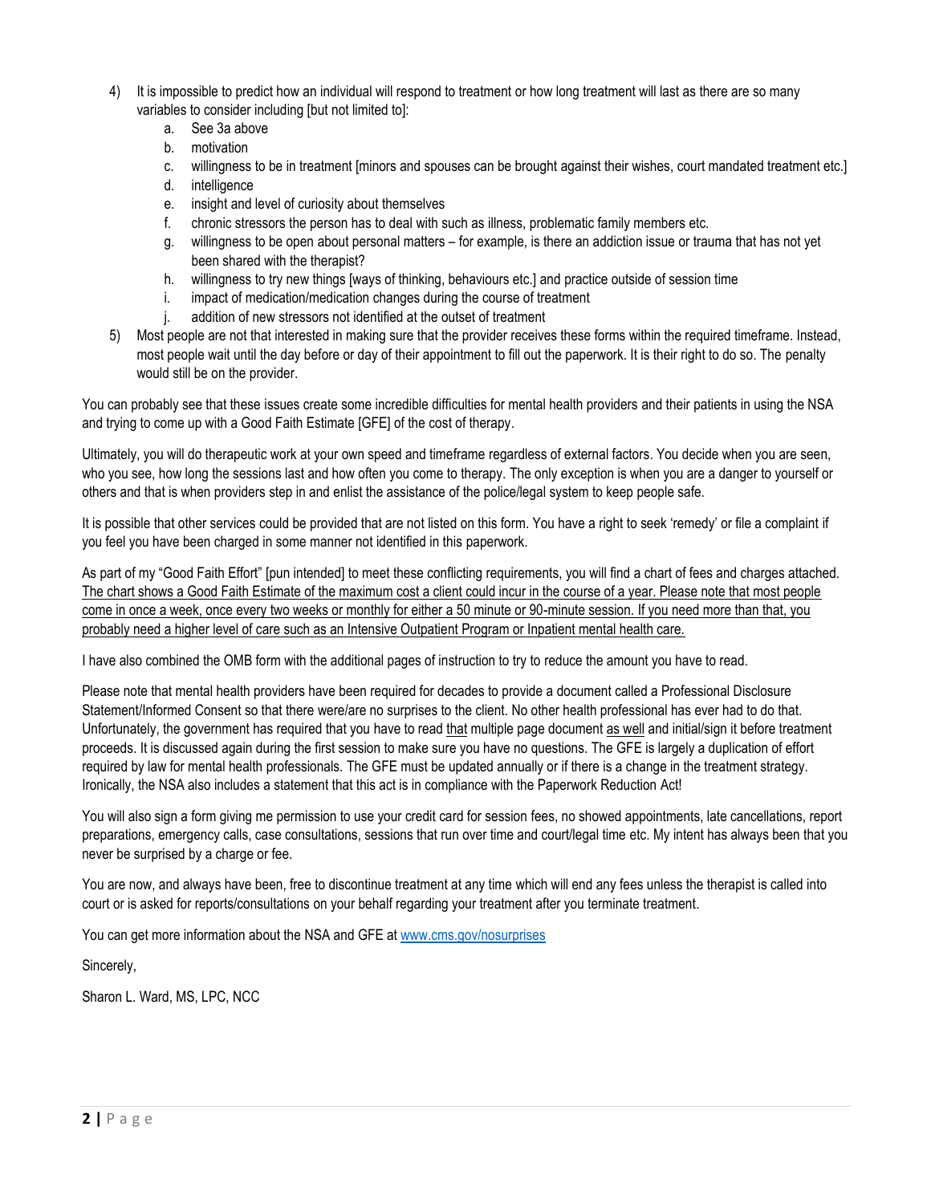4) It is impossible to predict how an individual will respond to treatment or how long treatment will last as there are so many variables to consider including [but not limited to]:
    a. See 3a above
    b. motivation
    c. willingness to be in treatment [minors and spouses can be brought against their wishes, court mandated treatment etc.]
    d. intelligence
    e. insight and level of curiosity about themselves
    f. chronic stressors the person has to deal with such as illness, problematic family members etc.
    g. willingness to be open about personal matters – for example, is there an addiction issue or trauma that has not yet been shared with the therapist?
    h. willingness to try new things [ways of thinking, behaviours etc.] and practice outside of session time
    i. impact of medication/medication changes during the course of treatment
    j. addition of new stressors not identified at the outset of treatment
5) Most people are not that interested in making sure that the provider receives these forms within the required timeframe. Instead, most people wait until the day before or day of their appointment to fill out the paperwork. It is their right to do so. The penalty would still be on the provider.

You can probably see that these issues create some incredible difficulties for mental health providers and their patients in using the NSA and trying to come up with a Good Faith Estimate [GFE] of the cost of therapy.

Ultimately, you will do therapeutic work at your own speed and timeframe regardless of external factors. You decide when you are seen, who you see, how long the sessions last and how often you come to therapy. The only exception is when you are a danger to yourself or others and that is when providers step in and enlist the assistance of the police/legal system to keep people safe.

It is possible that other services could be provided that are not listed on this form. You have a right to seek 'remedy' or file a complaint if you feel you have been charged in some manner not identified in this paperwork.

As part of my "Good Faith Effort" [pun intended] to meet these conflicting requirements, you will find a chart of fees and charges attached. <u>The chart shows a Good Faith Estimate of the maximum cost a client could incur in the course of a year. Please note that most people come in once a week, once every two weeks or monthly for either a 50 minute or 90-minute session. If you need more than that, you probably need a higher level of care such as an Intensive Outpatient Program or Inpatient mental health care.</u>

I have also combined the OMB form with the additional pages of instruction to try to reduce the amount you have to read.

Please note that mental health providers have been required for decades to provide a document called a Professional Disclosure Statement/Informed Consent so that there were/are no surprises to the client. No other health professional has ever had to do that. Unfortunately, the government has required that you have to read <u>that</u> multiple page document <u>as well</u> and initial/sign it before treatment proceeds. It is discussed again during the first session to make sure you have no questions. The GFE is largely a duplication of effort required by law for mental health professionals. The GFE must be updated annually or if there is a change in the treatment strategy. Ironically, the NSA also includes a statement that this act is in compliance with the Paperwork Reduction Act!

You will also sign a form giving me permission to use your credit card for session fees, no showed appointments, late cancellations, report preparations, emergency calls, case consultations, sessions that run over time and court/legal time etc. My intent has always been that you never be surprised by a charge or fee.

You are now, and always have been, free to discontinue treatment at any time which will end any fees unless the therapist is called into court or is asked for reports/consultations on your behalf regarding your treatment after you terminate treatment.

You can get more information about the NSA and GFE at [www.cms.gov/nosurprises](http://www.cms.gov/nosurprises)

Sincerely,

Sharon L. Ward, MS, LPC, NCC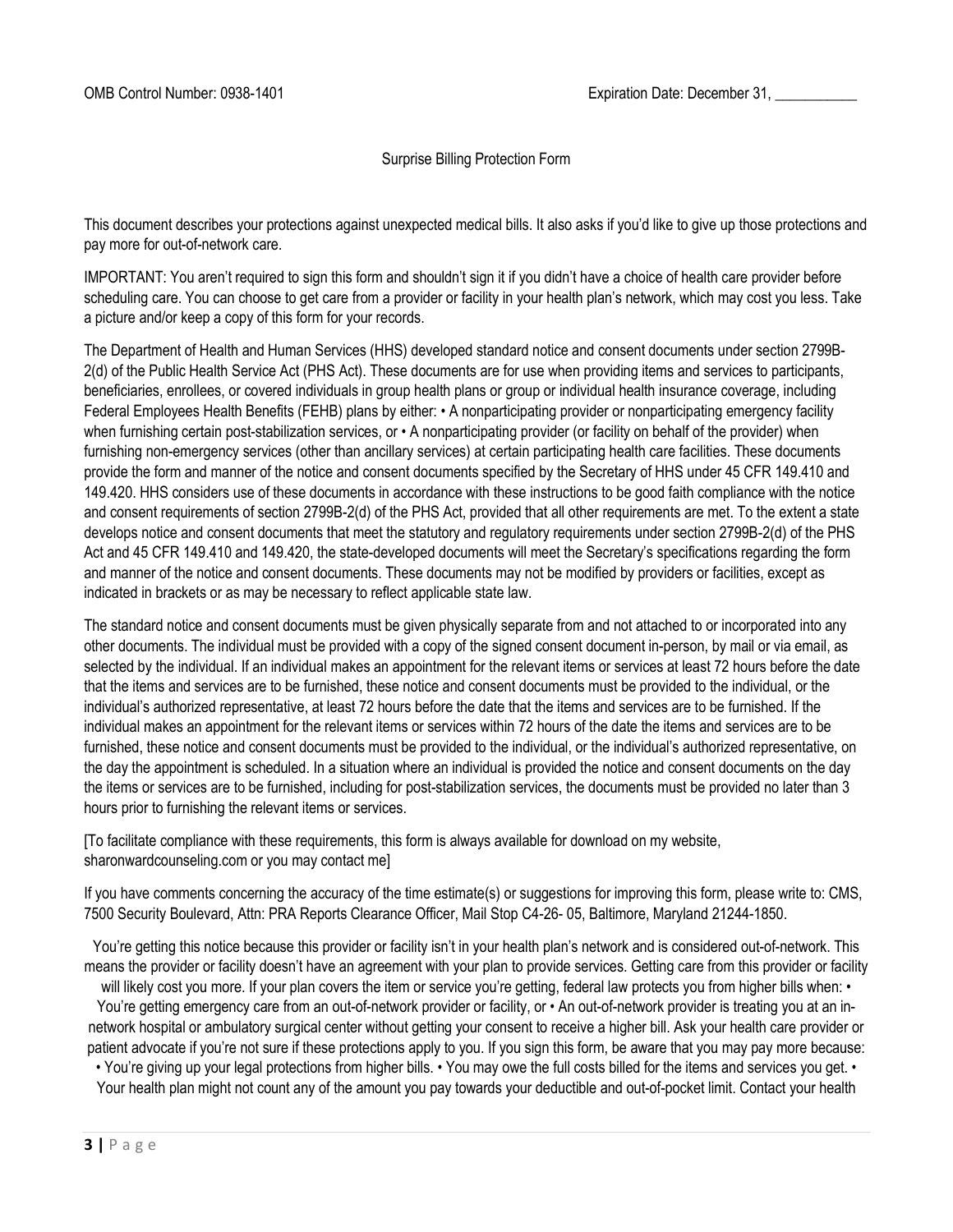OMB Control Number: 0938-1401 Expiration Date: December 31, ___________

## Surprise Billing Protection Form

This document describes your protections against unexpected medical bills. It also asks if you'd like to give up those protections and pay more for out-of-network care.

IMPORTANT: You aren't required to sign this form and shouldn't sign it if you didn't have a choice of health care provider before scheduling care. You can choose to get care from a provider or facility in your health plan's network, which may cost you less. Take a picture and/or keep a copy of this form for your records.

The Department of Health and Human Services (HHS) developed standard notice and consent documents under section 2799B-2(d) of the Public Health Service Act (PHS Act). These documents are for use when providing items and services to participants, beneficiaries, enrollees, or covered individuals in group health plans or group or individual health insurance coverage, including Federal Employees Health Benefits (FEHB) plans by either: • A nonparticipating provider or nonparticipating emergency facility when furnishing certain post-stabilization services, or • A nonparticipating provider (or facility on behalf of the provider) when furnishing non-emergency services (other than ancillary services) at certain participating health care facilities. These documents provide the form and manner of the notice and consent documents specified by the Secretary of HHS under 45 CFR 149.410 and 149.420. HHS considers use of these documents in accordance with these instructions to be good faith compliance with the notice and consent requirements of section 2799B-2(d) of the PHS Act, provided that all other requirements are met. To the extent a state develops notice and consent documents that meet the statutory and regulatory requirements under section 2799B-2(d) of the PHS Act and 45 CFR 149.410 and 149.420, the state-developed documents will meet the Secretary's specifications regarding the form and manner of the notice and consent documents. These documents may not be modified by providers or facilities, except as indicated in brackets or as may be necessary to reflect applicable state law.

The standard notice and consent documents must be given physically separate from and not attached to or incorporated into any other documents. The individual must be provided with a copy of the signed consent document in-person, by mail or via email, as selected by the individual. If an individual makes an appointment for the relevant items or services at least 72 hours before the date that the items and services are to be furnished, these notice and consent documents must be provided to the individual, or the individual's authorized representative, at least 72 hours before the date that the items and services are to be furnished. If the individual makes an appointment for the relevant items or services within 72 hours of the date the items and services are to be furnished, these notice and consent documents must be provided to the individual, or the individual's authorized representative, on the day the appointment is scheduled. In a situation where an individual is provided the notice and consent documents on the day the items or services are to be furnished, including for post-stabilization services, the documents must be provided no later than 3 hours prior to furnishing the relevant items or services.

[To facilitate compliance with these requirements, this form is always available for download on my website, sharonwardcounseling.com or you may contact me]

If you have comments concerning the accuracy of the time estimate(s) or suggestions for improving this form, please write to: CMS, 7500 Security Boulevard, Attn: PRA Reports Clearance Officer, Mail Stop C4-26- 05, Baltimore, Maryland 21244-1850.

You're getting this notice because this provider or facility isn't in your health plan's network and is considered out-of-network. This means the provider or facility doesn't have an agreement with your plan to provide services. Getting care from this provider or facility will likely cost you more. If your plan covers the item or service you're getting, federal law protects you from higher bills when: • You're getting emergency care from an out-of-network provider or facility, or • An out-of-network provider is treating you at an in-network hospital or ambulatory surgical center without getting your consent to receive a higher bill. Ask your health care provider or patient advocate if you're not sure if these protections apply to you. If you sign this form, be aware that you may pay more because: • You're giving up your legal protections from higher bills. • You may owe the full costs billed for the items and services you get. • Your health plan might not count any of the amount you pay towards your deductible and out-of-pocket limit. Contact your health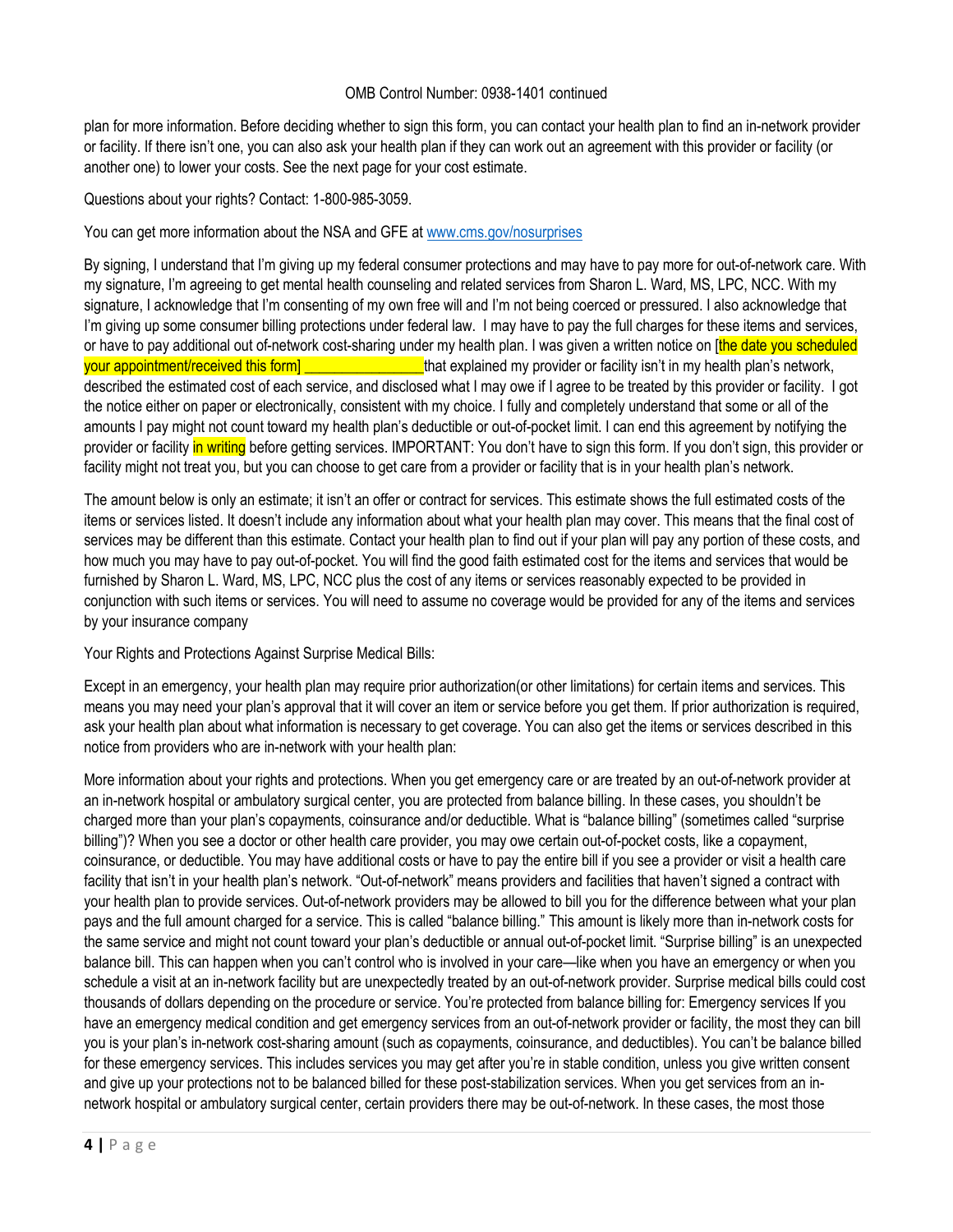OMB Control Number: 0938-1401 continued

plan for more information. Before deciding whether to sign this form, you can contact your health plan to find an in-network provider or facility. If there isn't one, you can also ask your health plan if they can work out an agreement with this provider or facility (or another one) to lower your costs. See the next page for your cost estimate.

Questions about your rights? Contact: 1-800-985-3059.

You can get more information about the NSA and GFE at www.cms.gov/nosurprises

By signing, I understand that I'm giving up my federal consumer protections and may have to pay more for out-of-network care. With my signature, I'm agreeing to get mental health counseling and related services from Sharon L. Ward, MS, LPC, NCC. With my signature, I acknowledge that I'm consenting of my own free will and I'm not being coerced or pressured. I also acknowledge that I'm giving up some consumer billing protections under federal law. I may have to pay the full charges for these items and services, or have to pay additional out of-network cost-sharing under my health plan. I was given a written notice on [the date you scheduled your appointment/received this form] ________________ that explained my provider or facility isn't in my health plan's network, described the estimated cost of each service, and disclosed what I may owe if I agree to be treated by this provider or facility. I got the notice either on paper or electronically, consistent with my choice. I fully and completely understand that some or all of the amounts I pay might not count toward my health plan's deductible or out-of-pocket limit. I can end this agreement by notifying the provider or facility in writing before getting services. IMPORTANT: You don't have to sign this form. If you don't sign, this provider or facility might not treat you, but you can choose to get care from a provider or facility that is in your health plan's network.

The amount below is only an estimate; it isn't an offer or contract for services. This estimate shows the full estimated costs of the items or services listed. It doesn't include any information about what your health plan may cover. This means that the final cost of services may be different than this estimate. Contact your health plan to find out if your plan will pay any portion of these costs, and how much you may have to pay out-of-pocket. You will find the good faith estimated cost for the items and services that would be furnished by Sharon L. Ward, MS, LPC, NCC plus the cost of any items or services reasonably expected to be provided in conjunction with such items or services. You will need to assume no coverage would be provided for any of the items and services by your insurance company

Your Rights and Protections Against Surprise Medical Bills:

Except in an emergency, your health plan may require prior authorization(or other limitations) for certain items and services. This means you may need your plan's approval that it will cover an item or service before you get them. If prior authorization is required, ask your health plan about what information is necessary to get coverage. You can also get the items or services described in this notice from providers who are in-network with your health plan:

More information about your rights and protections. When you get emergency care or are treated by an out-of-network provider at an in-network hospital or ambulatory surgical center, you are protected from balance billing. In these cases, you shouldn't be charged more than your plan's copayments, coinsurance and/or deductible. What is "balance billing" (sometimes called "surprise billing")? When you see a doctor or other health care provider, you may owe certain out-of-pocket costs, like a copayment, coinsurance, or deductible. You may have additional costs or have to pay the entire bill if you see a provider or visit a health care facility that isn't in your health plan's network. "Out-of-network" means providers and facilities that haven't signed a contract with your health plan to provide services. Out-of-network providers may be allowed to bill you for the difference between what your plan pays and the full amount charged for a service. This is called "balance billing." This amount is likely more than in-network costs for the same service and might not count toward your plan's deductible or annual out-of-pocket limit. "Surprise billing" is an unexpected balance bill. This can happen when you can't control who is involved in your care—like when you have an emergency or when you schedule a visit at an in-network facility but are unexpectedly treated by an out-of-network provider. Surprise medical bills could cost thousands of dollars depending on the procedure or service. You're protected from balance billing for: Emergency services If you have an emergency medical condition and get emergency services from an out-of-network provider or facility, the most they can bill you is your plan's in-network cost-sharing amount (such as copayments, coinsurance, and deductibles). You can't be balance billed for these emergency services. This includes services you may get after you're in stable condition, unless you give written consent and give up your protections not to be balanced billed for these post-stabilization services. When you get services from an in-network hospital or ambulatory surgical center, certain providers there may be out-of-network. In these cases, the most those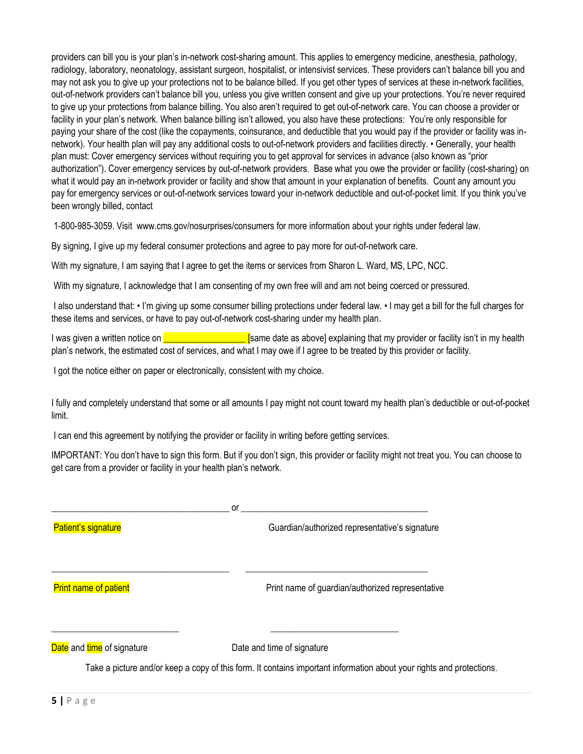providers can bill you is your plan's in-network cost-sharing amount. This applies to emergency medicine, anesthesia, pathology, radiology, laboratory, neonatology, assistant surgeon, hospitalist, or intensivist services. These providers can't balance bill you and may not ask you to give up your protections not to be balance billed. If you get other types of services at these in-network facilities, out-of-network providers can't balance bill you, unless you give written consent and give up your protections. You're never required to give up your protections from balance billing. You also aren't required to get out-of-network care. You can choose a provider or facility in your plan's network. When balance billing isn't allowed, you also have these protections: You're only responsible for paying your share of the cost (like the copayments, coinsurance, and deductible that you would pay if the provider or facility was in-network). Your health plan will pay any additional costs to out-of-network providers and facilities directly. • Generally, your health plan must: Cover emergency services without requiring you to get approval for services in advance (also known as "prior authorization"). Cover emergency services by out-of-network providers. Base what you owe the provider or facility (cost-sharing) on what it would pay an in-network provider or facility and show that amount in your explanation of benefits. Count any amount you pay for emergency services or out-of-network services toward your in-network deductible and out-of-pocket limit. If you think you've been wrongly billed, contact

1-800-985-3059. Visit www.cms.gov/nosurprises/consumers for more information about your rights under federal law.

By signing, I give up my federal consumer protections and agree to pay more for out-of-network care.

With my signature, I am saying that I agree to get the items or services from Sharon L. Ward, MS, LPC, NCC.

With my signature, I acknowledge that I am consenting of my own free will and am not being coerced or pressured.

I also understand that: • I'm giving up some consumer billing protections under federal law. • I may get a bill for the full charges for these items and services, or have to pay out-of-network cost-sharing under my health plan.

I was given a written notice on _________________ [same date as above] explaining that my provider or facility isn't in my health plan's network, the estimated cost of services, and what I may owe if I agree to be treated by this provider or facility.

I got the notice either on paper or electronically, consistent with my choice.

I fully and completely understand that some or all amounts I pay might not count toward my health plan's deductible or out-of-pocket limit.

I can end this agreement by notifying the provider or facility in writing before getting services.

IMPORTANT: You don't have to sign this form. But if you don't sign, this provider or facility might not treat you. You can choose to get care from a provider or facility in your health plan's network.

_____________________________________ or _______________________________________

Patient's signature — Guardian/authorized representative's signature

_____________________________________ _______________________________________

Print name of patient — Print name of guardian/authorized representative

___________________________ ___________________________

Date and time of signature — Date and time of signature

Take a picture and/or keep a copy of this form. It contains important information about your rights and protections.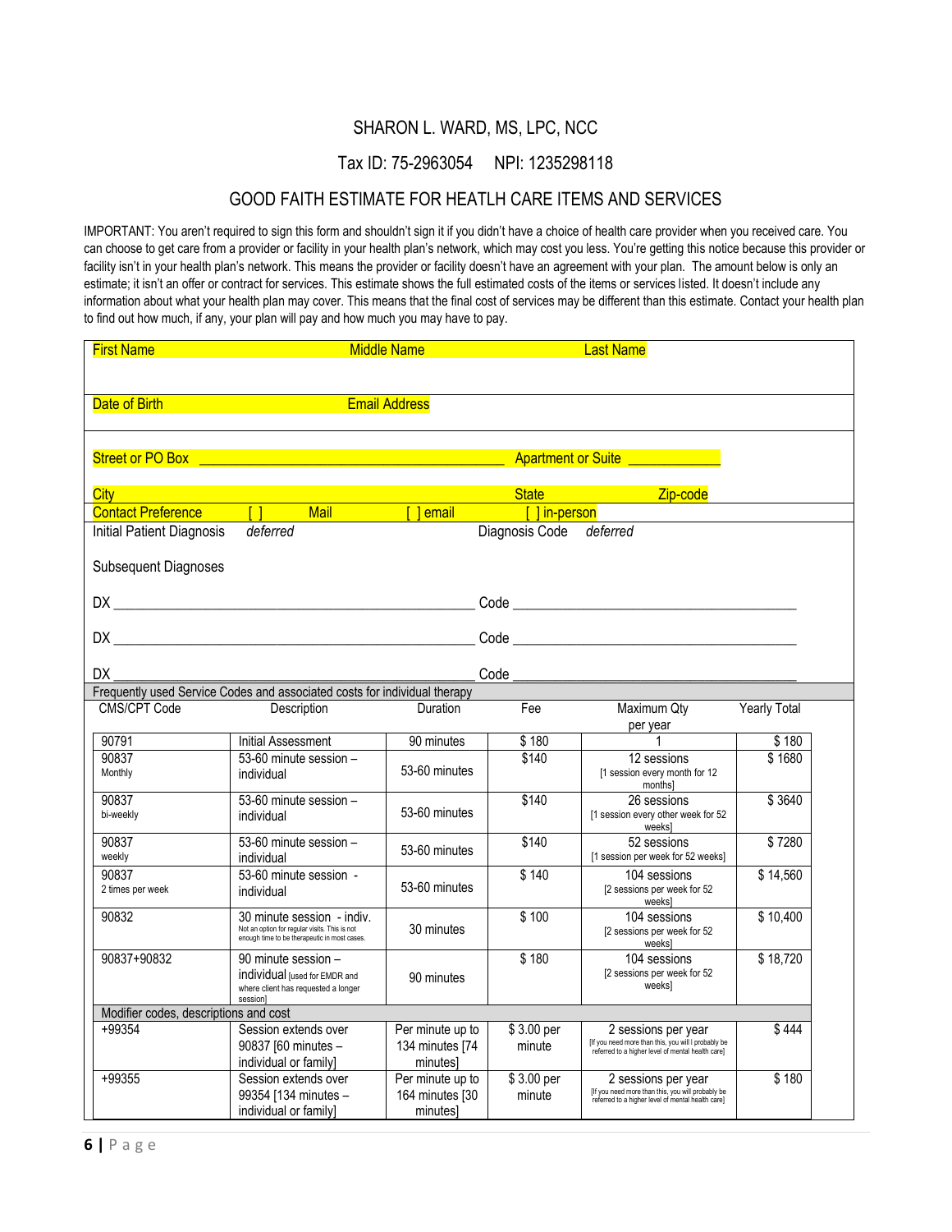# SHARON L. WARD, MS, LPC, NCC

Tax ID: 75-2963054 NPI: 1235298118

## GOOD FAITH ESTIMATE FOR HEATLH CARE ITEMS AND SERVICES

IMPORTANT: You aren't required to sign this form and shouldn't sign it if you didn't have a choice of health care provider when you received care. You can choose to get care from a provider or facility in your health plan's network, which may cost you less. You're getting this notice because this provider or facility isn't in your health plan's network. This means the provider or facility doesn't have an agreement with your plan. The amount below is only an estimate; it isn't an offer or contract for services. This estimate shows the full estimated costs of the items or services listed. It doesn't include any information about what your health plan may cover. This means that the final cost of services may be different than this estimate. Contact your health plan to find out how much, if any, your plan will pay and how much you may have to pay.

First Name Middle Name Last Name

Date of Birth Email Address

Street or PO Box ________________________________________ Apartment or Suite ____________

City State Zip-code

Contact Preference [ ] Mail [ ] email [ ] in-person

Initial Patient Diagnosis *deferred* Diagnosis Code *deferred*

Subsequent Diagnoses

DX ______________________________________________ Code ______________________________________

DX ______________________________________________ Code ______________________________________

DX ______________________________________________ Code ______________________________________

Frequently used Service Codes and associated costs for individual therapy

| CMS/CPT Code | Description | Duration | Fee | Maximum Qty per year | Yearly Total |
|---|---|---|---|---|---|
| 90791 | Initial Assessment | 90 minutes | $ 180 | 1 | $ 180 |
| 90837 Monthly | 53-60 minute session – individual | 53-60 minutes | $140 | 12 sessions [1 session every month for 12 months] | $ 1680 |
| 90837 bi-weekly | 53-60 minute session – individual | 53-60 minutes | $140 | 26 sessions [1 session every other week for 52 weeks] | $ 3640 |
| 90837 weekly | 53-60 minute session – individual | 53-60 minutes | $140 | 52 sessions [1 session per week for 52 weeks] | $ 7280 |
| 90837 2 times per week | 53-60 minute session - individual | 53-60 minutes | $ 140 | 104 sessions [2 sessions per week for 52 weeks] | $ 14,560 |
| 90832 | 30 minute session - indiv. Not an option for regular visits. This is not enough time to be therapeutic in most cases. | 30 minutes | $ 100 | 104 sessions [2 sessions per week for 52 weeks] | $ 10,400 |
| 90837+90832 | 90 minute session – individual [used for EMDR and where client has requested a longer session] | 90 minutes | $ 180 | 104 sessions [2 sessions per week for 52 weeks] | $ 18,720 |
| **Modifier codes, descriptions and cost** | | | | | |
| +99354 | Session extends over 90837 [60 minutes – individual or family] | Per minute up to 134 minutes [74 minutes] | $ 3.00 per minute | 2 sessions per year [If you need more than this, you will I probably be referred to a higher level of mental health care] | $ 444 |
| +99355 | Session extends over 99354 [134 minutes – individual or family] | Per minute up to 164 minutes [30 minutes] | $ 3.00 per minute | 2 sessions per year [If you need more than this, you will probably be referred to a higher level of mental health care] | $ 180 |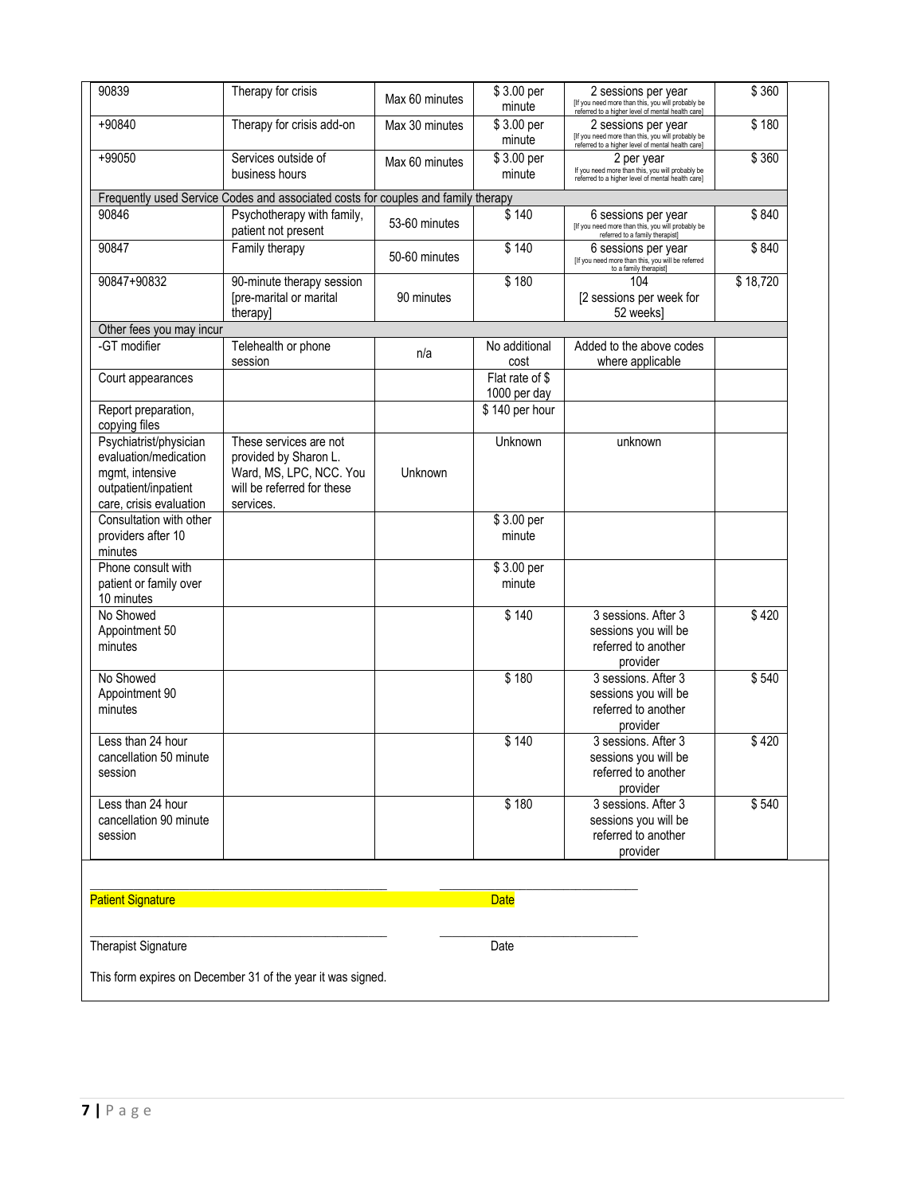| | | | | | |
|---|---|---|---|---|---|
| 90839 | Therapy for crisis | Max 60 minutes | $ 3.00 per minute | 2 sessions per year [If you need more than this, you will probably be referred to a higher level of mental health care] | $ 360 |
| +90840 | Therapy for crisis add-on | Max 30 minutes | $ 3.00 per minute | 2 sessions per year [If you need more than this, you will probably be referred to a higher level of mental health care] | $ 180 |
| +99050 | Services outside of business hours | Max 60 minutes | $ 3.00 per minute | 2 per year If you need more than this, you will probably be referred to a higher level of mental health care] | $ 360 |
| Frequently used Service Codes and associated costs for couples and family therapy | | | | | |
| 90846 | Psychotherapy with family, patient not present | 53-60 minutes | $ 140 | 6 sessions per year [If you need more than this, you will probably be referred to a family therapist] | $ 840 |
| 90847 | Family therapy | 50-60 minutes | $ 140 | 6 sessions per year [If you need more than this, you will be referred to a family therapist] | $ 840 |
| 90847+90832 | 90-minute therapy session [pre-marital or marital therapy] | 90 minutes | $ 180 | 104 [2 sessions per week for 52 weeks] | $ 18,720 |
| Other fees you may incur | | | | | |
| -GT modifier | Telehealth or phone session | n/a | No additional cost | Added to the above codes where applicable | |
| Court appearances | | | Flat rate of $ 1000 per day | | |
| Report preparation, copying files | | | $ 140 per hour | | |
| Psychiatrist/physician evaluation/medication mgmt, intensive outpatient/inpatient care, crisis evaluation | These services are not provided by Sharon L. Ward, MS, LPC, NCC. You will be referred for these services. | Unknown | Unknown | unknown | |
| Consultation with other providers after 10 minutes | | | $ 3.00 per minute | | |
| Phone consult with patient or family over 10 minutes | | | $ 3.00 per minute | | |
| No Showed Appointment 50 minutes | | | $ 140 | 3 sessions. After 3 sessions you will be referred to another provider | $ 420 |
| No Showed Appointment 90 minutes | | | $ 180 | 3 sessions. After 3 sessions you will be referred to another provider | $ 540 |
| Less than 24 hour cancellation 50 minute session | | | $ 140 | 3 sessions. After 3 sessions you will be referred to another provider | $ 420 |
| Less than 24 hour cancellation 90 minute session | | | $ 180 | 3 sessions. After 3 sessions you will be referred to another provider | $ 540 |

_______________________________________________ _______________________________

Patient Signature Date

_______________________________________________ _______________________________

Therapist Signature Date

This form expires on December 31 of the year it was signed.